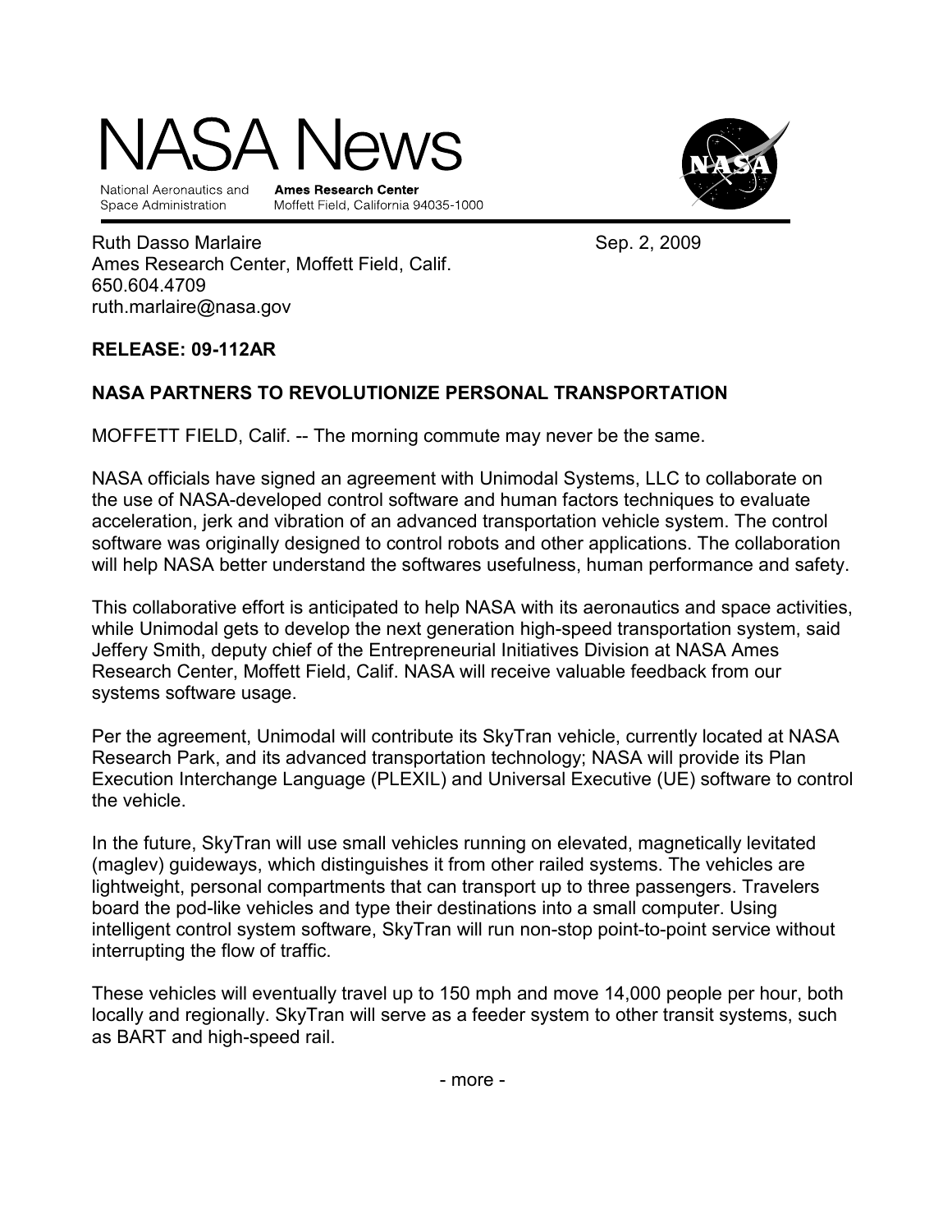# NASA News

National Aeronautics and Space Administration

**Ames Research Center**
Moffett Field, California 94035-1000

Ruth Dasso Marlaire
Ames Research Center, Moffett Field, Calif.
650.604.4709
ruth.marlaire@nasa.gov

Sep. 2, 2009

**RELEASE: 09-112AR**

## NASA PARTNERS TO REVOLUTIONIZE PERSONAL TRANSPORTATION

MOFFETT FIELD, Calif. -- The morning commute may never be the same.

NASA officials have signed an agreement with Unimodal Systems, LLC to collaborate on the use of NASA-developed control software and human factors techniques to evaluate acceleration, jerk and vibration of an advanced transportation vehicle system. The control software was originally designed to control robots and other applications. The collaboration will help NASA better understand the softwares usefulness, human performance and safety.

This collaborative effort is anticipated to help NASA with its aeronautics and space activities, while Unimodal gets to develop the next generation high-speed transportation system, said Jeffery Smith, deputy chief of the Entrepreneurial Initiatives Division at NASA Ames Research Center, Moffett Field, Calif. NASA will receive valuable feedback from our systems software usage.

Per the agreement, Unimodal will contribute its SkyTran vehicle, currently located at NASA Research Park, and its advanced transportation technology; NASA will provide its Plan Execution Interchange Language (PLEXIL) and Universal Executive (UE) software to control the vehicle.

In the future, SkyTran will use small vehicles running on elevated, magnetically levitated (maglev) guideways, which distinguishes it from other railed systems. The vehicles are lightweight, personal compartments that can transport up to three passengers. Travelers board the pod-like vehicles and type their destinations into a small computer. Using intelligent control system software, SkyTran will run non-stop point-to-point service without interrupting the flow of traffic.

These vehicles will eventually travel up to 150 mph and move 14,000 people per hour, both locally and regionally. SkyTran will serve as a feeder system to other transit systems, such as BART and high-speed rail.

- more -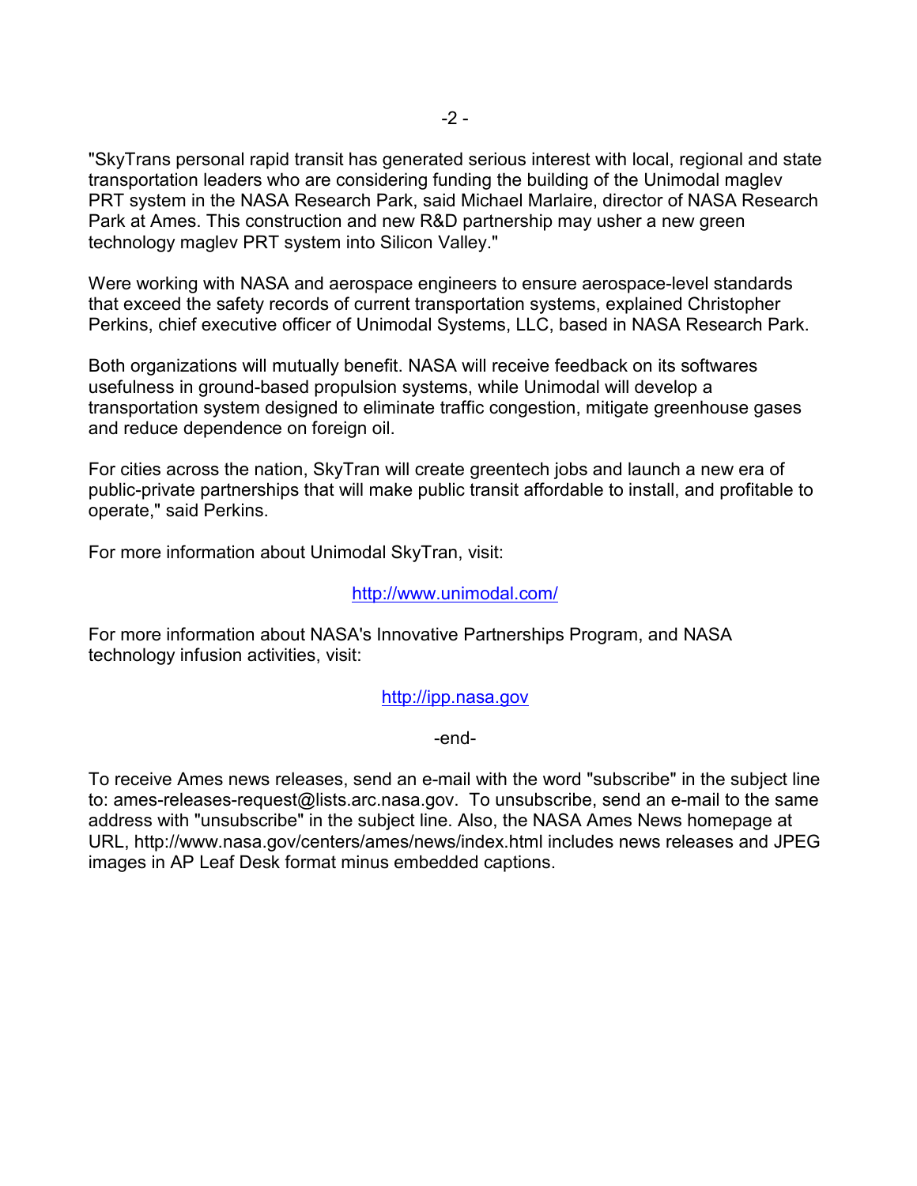"SkyTrans personal rapid transit has generated serious interest with local, regional and state transportation leaders who are considering funding the building of the Unimodal maglev PRT system in the NASA Research Park, said Michael Marlaire, director of NASA Research Park at Ames. This construction and new R&D partnership may usher a new green technology maglev PRT system into Silicon Valley."

Were working with NASA and aerospace engineers to ensure aerospace-level standards that exceed the safety records of current transportation systems, explained Christopher Perkins, chief executive officer of Unimodal Systems, LLC, based in NASA Research Park.

Both organizations will mutually benefit. NASA will receive feedback on its softwares usefulness in ground-based propulsion systems, while Unimodal will develop a transportation system designed to eliminate traffic congestion, mitigate greenhouse gases and reduce dependence on foreign oil.

For cities across the nation, SkyTran will create greentech jobs and launch a new era of public-private partnerships that will make public transit affordable to install, and profitable to operate," said Perkins.

For more information about Unimodal SkyTran, visit:

http://www.unimodal.com/

For more information about NASA's Innovative Partnerships Program, and NASA technology infusion activities, visit:

http://ipp.nasa.gov

-end-

To receive Ames news releases, send an e-mail with the word "subscribe" in the subject line to: ames-releases-request@lists.arc.nasa.gov. To unsubscribe, send an e-mail to the same address with "unsubscribe" in the subject line. Also, the NASA Ames News homepage at URL, http://www.nasa.gov/centers/ames/news/index.html includes news releases and JPEG images in AP Leaf Desk format minus embedded captions.